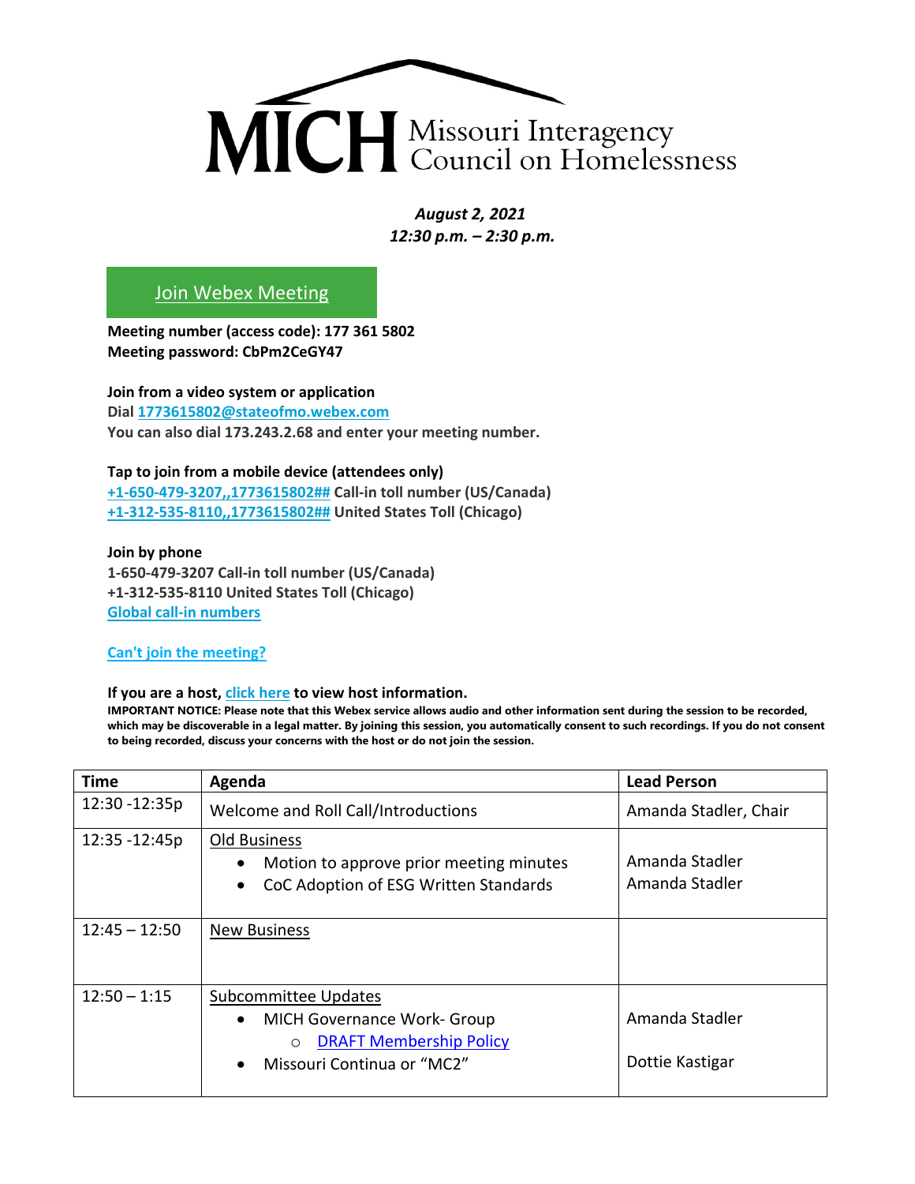# MICH Missouri Interagency Council on Homelessness

*August 2, 2021*
*12:30 p.m. – 2:30 p.m.*

Join Webex Meeting

**Meeting number (access code): 177 361 5802**
**Meeting password: CbPm2CeGY47**

**Join from a video system or application**
**Dial 1773615802@stateofmo.webex.com**
**You can also dial 173.243.2.68 and enter your meeting number.**

**Tap to join from a mobile device (attendees only)**
**+1-650-479-3207,,1773615802## Call-in toll number (US/Canada)**
**+1-312-535-8110,,1773615802## United States Toll (Chicago)**

**Join by phone**
**1-650-479-3207 Call-in toll number (US/Canada)**
**+1-312-535-8110 United States Toll (Chicago)**
**Global call-in numbers**

**Can't join the meeting?**

**If you are a host, click here to view host information.**

**IMPORTANT NOTICE: Please note that this Webex service allows audio and other information sent during the session to be recorded, which may be discoverable in a legal matter. By joining this session, you automatically consent to such recordings. If you do not consent to being recorded, discuss your concerns with the host or do not join the session.**

| Time | Agenda | Lead Person |
|---|---|---|
| 12:30 -12:35p | Welcome and Roll Call/Introductions | Amanda Stadler, Chair |
| 12:35 -12:45p | Old Business<br>• Motion to approve prior meeting minutes<br>• CoC Adoption of ESG Written Standards | Amanda Stadler<br>Amanda Stadler |
| 12:45 – 12:50 | New Business | |
| 12:50 – 1:15 | Subcommittee Updates<br>• MICH Governance Work- Group<br>  ○ DRAFT Membership Policy<br>• Missouri Continua or "MC2" | Amanda Stadler<br><br>Dottie Kastigar |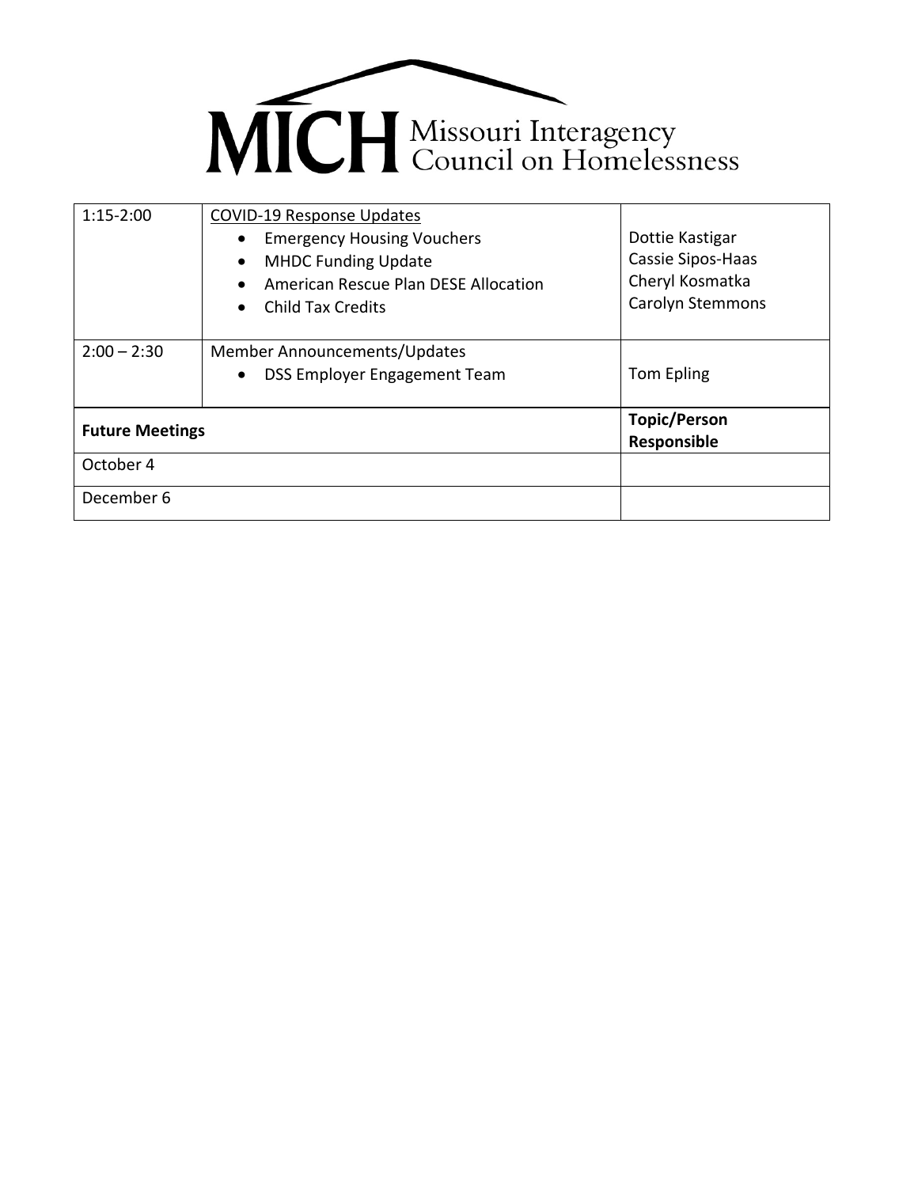MICH Missouri Interagency Council on Homelessness

| | | |
|---|---|---|
| 1:15-2:00 | COVID-19 Response Updates<br>• Emergency Housing Vouchers<br>• MHDC Funding Update<br>• American Rescue Plan DESE Allocation<br>• Child Tax Credits | Dottie Kastigar<br>Cassie Sipos-Haas<br>Cheryl Kosmatka<br>Carolyn Stemmons |
| 2:00 – 2:30 | Member Announcements/Updates<br>• DSS Employer Engagement Team | Tom Epling |

| **Future Meetings** | **Topic/Person Responsible** |
|---|---|
| October 4 | |
| December 6 | |